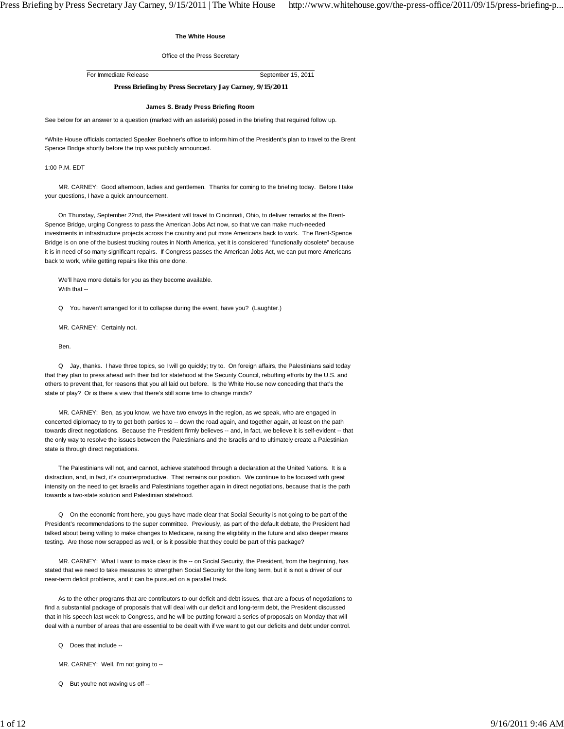**The White House**

Office of the Press Secretary

For Immediate Release September 15, 2011

**Press Briefing by Press Secretary Jay Carney, 9/15/2011**

**James S. Brady Press Briefing Room**

See below for an answer to a question (marked with an asterisk) posed in the briefing that required follow up.

*White House officials contacted Speaker Boehner's office to inform him of the President's plan to travel to the Brent Spence Bridge shortly before the trip was publicly announced.

1:00 P.M. EDT

MR. CARNEY: Good afternoon, ladies and gentlemen. Thanks for coming to the briefing today. Before I take your questions, I have a quick announcement.

On Thursday, September 22nd, the President will travel to Cincinnati, Ohio, to deliver remarks at the Brent-Spence Bridge, urging Congress to pass the American Jobs Act now, so that we can make much-needed investments in infrastructure projects across the country and put more Americans back to work. The Brent-Spence Bridge is on one of the busiest trucking routes in North America, yet it is considered "functionally obsolete" because it is in need of so many significant repairs. If Congress passes the American Jobs Act, we can put more Americans back to work, while getting repairs like this one done.

We'll have more details for you as they become available.
With that --

Q You haven't arranged for it to collapse during the event, have you? (Laughter.)

MR. CARNEY: Certainly not.

Ben.

Q Jay, thanks. I have three topics, so I will go quickly; try to. On foreign affairs, the Palestinians said today that they plan to press ahead with their bid for statehood at the Security Council, rebuffing efforts by the U.S. and others to prevent that, for reasons that you all laid out before. Is the White House now conceding that that's the state of play? Or is there a view that there's still some time to change minds?

MR. CARNEY: Ben, as you know, we have two envoys in the region, as we speak, who are engaged in concerted diplomacy to try to get both parties to -- down the road again, and together again, at least on the path towards direct negotiations. Because the President firmly believes -- and, in fact, we believe it is self-evident -- that the only way to resolve the issues between the Palestinians and the Israelis and to ultimately create a Palestinian state is through direct negotiations.

The Palestinians will not, and cannot, achieve statehood through a declaration at the United Nations. It is a distraction, and, in fact, it's counterproductive. That remains our position. We continue to be focused with great intensity on the need to get Israelis and Palestinians together again in direct negotiations, because that is the path towards a two-state solution and Palestinian statehood.

Q On the economic front here, you guys have made clear that Social Security is not going to be part of the President's recommendations to the super committee. Previously, as part of the default debate, the President had talked about being willing to make changes to Medicare, raising the eligibility in the future and also deeper means testing. Are those now scrapped as well, or is it possible that they could be part of this package?

MR. CARNEY: What I want to make clear is the -- on Social Security, the President, from the beginning, has stated that we need to take measures to strengthen Social Security for the long term, but it is not a driver of our near-term deficit problems, and it can be pursued on a parallel track.

As to the other programs that are contributors to our deficit and debt issues, that are a focus of negotiations to find a substantial package of proposals that will deal with our deficit and long-term debt, the President discussed that in his speech last week to Congress, and he will be putting forward a series of proposals on Monday that will deal with a number of areas that are essential to be dealt with if we want to get our deficits and debt under control.

Q Does that include --

MR. CARNEY: Well, I'm not going to --

Q But you're not waving us off --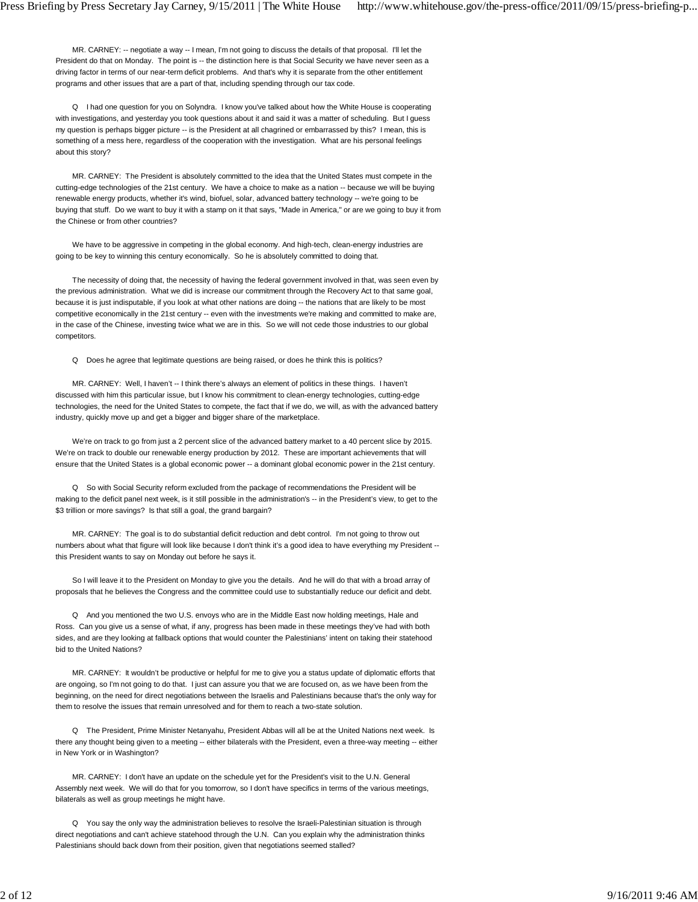MR. CARNEY: -- negotiate a way -- I mean, I'm not going to discuss the details of that proposal. I'll let the President do that on Monday. The point is -- the distinction here is that Social Security we have never seen as a driving factor in terms of our near-term deficit problems. And that's why it is separate from the other entitlement programs and other issues that are a part of that, including spending through our tax code.

Q I had one question for you on Solyndra. I know you've talked about how the White House is cooperating with investigations, and yesterday you took questions about it and said it was a matter of scheduling. But I guess my question is perhaps bigger picture -- is the President at all chagrined or embarrassed by this? I mean, this is something of a mess here, regardless of the cooperation with the investigation. What are his personal feelings about this story?

MR. CARNEY: The President is absolutely committed to the idea that the United States must compete in the cutting-edge technologies of the 21st century. We have a choice to make as a nation -- because we will be buying renewable energy products, whether it's wind, biofuel, solar, advanced battery technology -- we're going to be buying that stuff. Do we want to buy it with a stamp on it that says, "Made in America," or are we going to buy it from the Chinese or from other countries?

We have to be aggressive in competing in the global economy. And high-tech, clean-energy industries are going to be key to winning this century economically. So he is absolutely committed to doing that.

The necessity of doing that, the necessity of having the federal government involved in that, was seen even by the previous administration. What we did is increase our commitment through the Recovery Act to that same goal, because it is just indisputable, if you look at what other nations are doing -- the nations that are likely to be most competitive economically in the 21st century -- even with the investments we're making and committed to make are, in the case of the Chinese, investing twice what we are in this. So we will not cede those industries to our global competitors.

Q Does he agree that legitimate questions are being raised, or does he think this is politics?

MR. CARNEY: Well, I haven't -- I think there's always an element of politics in these things. I haven't discussed with him this particular issue, but I know his commitment to clean-energy technologies, cutting-edge technologies, the need for the United States to compete, the fact that if we do, we will, as with the advanced battery industry, quickly move up and get a bigger and bigger share of the marketplace.

We're on track to go from just a 2 percent slice of the advanced battery market to a 40 percent slice by 2015. We're on track to double our renewable energy production by 2012. These are important achievements that will ensure that the United States is a global economic power -- a dominant global economic power in the 21st century.

Q So with Social Security reform excluded from the package of recommendations the President will be making to the deficit panel next week, is it still possible in the administration's -- in the President's view, to get to the $3 trillion or more savings? Is that still a goal, the grand bargain?

MR. CARNEY: The goal is to do substantial deficit reduction and debt control. I'm not going to throw out numbers about what that figure will look like because I don't think it's a good idea to have everything my President -- this President wants to say on Monday out before he says it.

So I will leave it to the President on Monday to give you the details. And he will do that with a broad array of proposals that he believes the Congress and the committee could use to substantially reduce our deficit and debt.

Q And you mentioned the two U.S. envoys who are in the Middle East now holding meetings, Hale and Ross. Can you give us a sense of what, if any, progress has been made in these meetings they've had with both sides, and are they looking at fallback options that would counter the Palestinians' intent on taking their statehood bid to the United Nations?

MR. CARNEY: It wouldn't be productive or helpful for me to give you a status update of diplomatic efforts that are ongoing, so I'm not going to do that. I just can assure you that we are focused on, as we have been from the beginning, on the need for direct negotiations between the Israelis and Palestinians because that's the only way for them to resolve the issues that remain unresolved and for them to reach a two-state solution.

Q The President, Prime Minister Netanyahu, President Abbas will all be at the United Nations next week. Is there any thought being given to a meeting -- either bilaterals with the President, even a three-way meeting -- either in New York or in Washington?

MR. CARNEY: I don't have an update on the schedule yet for the President's visit to the U.N. General Assembly next week. We will do that for you tomorrow, so I don't have specifics in terms of the various meetings, bilaterals as well as group meetings he might have.

Q You say the only way the administration believes to resolve the Israeli-Palestinian situation is through direct negotiations and can't achieve statehood through the U.N. Can you explain why the administration thinks Palestinians should back down from their position, given that negotiations seemed stalled?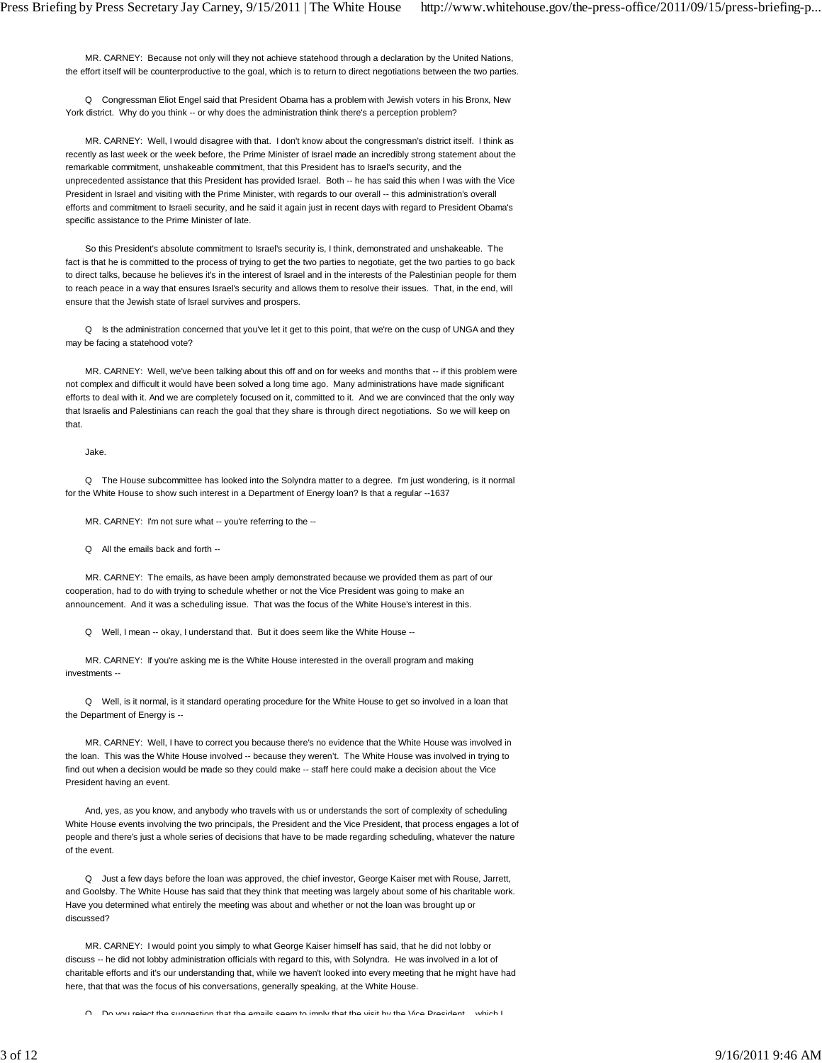MR. CARNEY: Because not only will they not achieve statehood through a declaration by the United Nations, the effort itself will be counterproductive to the goal, which is to return to direct negotiations between the two parties.

Q Congressman Eliot Engel said that President Obama has a problem with Jewish voters in his Bronx, New York district. Why do you think -- or why does the administration think there's a perception problem?

MR. CARNEY: Well, I would disagree with that. I don't know about the congressman's district itself. I think as recently as last week or the week before, the Prime Minister of Israel made an incredibly strong statement about the remarkable commitment, unshakeable commitment, that this President has to Israel's security, and the unprecedented assistance that this President has provided Israel. Both -- he has said this when I was with the Vice President in Israel and visiting with the Prime Minister, with regards to our overall -- this administration's overall efforts and commitment to Israeli security, and he said it again just in recent days with regard to President Obama's specific assistance to the Prime Minister of late.

So this President's absolute commitment to Israel's security is, I think, demonstrated and unshakeable. The fact is that he is committed to the process of trying to get the two parties to negotiate, get the two parties to go back to direct talks, because he believes it's in the interest of Israel and in the interests of the Palestinian people for them to reach peace in a way that ensures Israel's security and allows them to resolve their issues. That, in the end, will ensure that the Jewish state of Israel survives and prospers.

Q Is the administration concerned that you've let it get to this point, that we're on the cusp of UNGA and they may be facing a statehood vote?

MR. CARNEY: Well, we've been talking about this off and on for weeks and months that -- if this problem were not complex and difficult it would have been solved a long time ago. Many administrations have made significant efforts to deal with it. And we are completely focused on it, committed to it. And we are convinced that the only way that Israelis and Palestinians can reach the goal that they share is through direct negotiations. So we will keep on that.

Jake.

Q The House subcommittee has looked into the Solyndra matter to a degree. I'm just wondering, is it normal for the White House to show such interest in a Department of Energy loan? Is that a regular --1637

MR. CARNEY: I'm not sure what -- you're referring to the --

Q All the emails back and forth --

MR. CARNEY: The emails, as have been amply demonstrated because we provided them as part of our cooperation, had to do with trying to schedule whether or not the Vice President was going to make an announcement. And it was a scheduling issue. That was the focus of the White House's interest in this.

Q Well, I mean -- okay, I understand that. But it does seem like the White House --

MR. CARNEY: If you're asking me is the White House interested in the overall program and making investments --

Q Well, is it normal, is it standard operating procedure for the White House to get so involved in a loan that the Department of Energy is --

MR. CARNEY: Well, I have to correct you because there's no evidence that the White House was involved in the loan. This was the White House involved -- because they weren't. The White House was involved in trying to find out when a decision would be made so they could make -- staff here could make a decision about the Vice President having an event.

And, yes, as you know, and anybody who travels with us or understands the sort of complexity of scheduling White House events involving the two principals, the President and the Vice President, that process engages a lot of people and there's just a whole series of decisions that have to be made regarding scheduling, whatever the nature of the event.

Q Just a few days before the loan was approved, the chief investor, George Kaiser met with Rouse, Jarrett, and Goolsby. The White House has said that they think that meeting was largely about some of his charitable work. Have you determined what entirely the meeting was about and whether or not the loan was brought up or discussed?

MR. CARNEY: I would point you simply to what George Kaiser himself has said, that he did not lobby or discuss -- he did not lobby administration officials with regard to this, with Solyndra. He was involved in a lot of charitable efforts and it's our understanding that, while we haven't looked into every meeting that he might have had here, that that was the focus of his conversations, generally speaking, at the White House.

Q Do you reject the suggestion that the emails seem to imply that the visit by the Vice President -- which I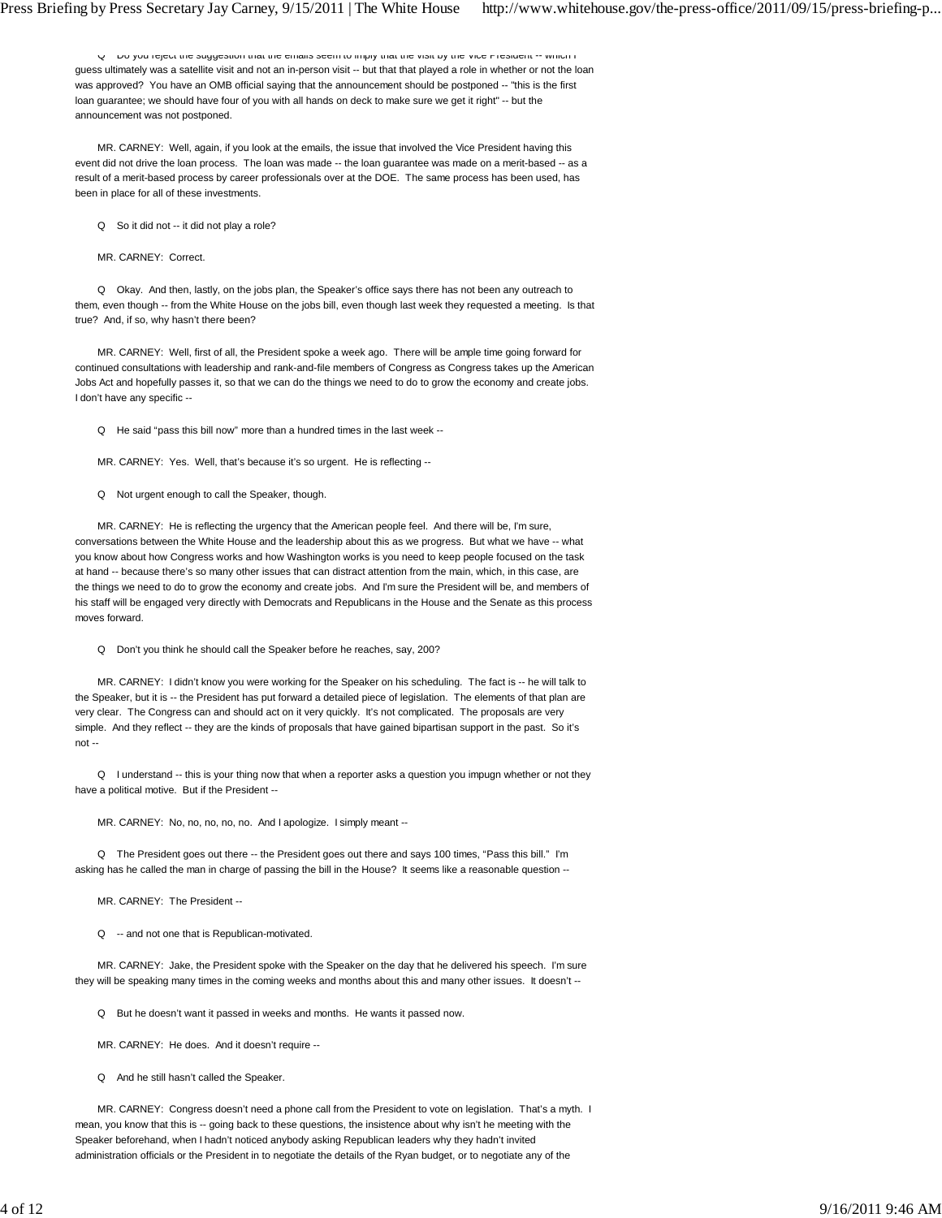Q Do you reject the suggestion that the emails seem to imply that the visit by the Vice President -- which I guess ultimately was a satellite visit and not an in-person visit -- but that that played a role in whether or not the loan was approved? You have an OMB official saying that the announcement should be postponed -- "this is the first loan guarantee; we should have four of you with all hands on deck to make sure we get it right" -- but the announcement was not postponed.

MR. CARNEY: Well, again, if you look at the emails, the issue that involved the Vice President having this event did not drive the loan process. The loan was made -- the loan guarantee was made on a merit-based -- as a result of a merit-based process by career professionals over at the DOE. The same process has been used, has been in place for all of these investments.

Q So it did not -- it did not play a role?

MR. CARNEY: Correct.

Q Okay. And then, lastly, on the jobs plan, the Speaker's office says there has not been any outreach to them, even though -- from the White House on the jobs bill, even though last week they requested a meeting. Is that true? And, if so, why hasn't there been?

MR. CARNEY: Well, first of all, the President spoke a week ago. There will be ample time going forward for continued consultations with leadership and rank-and-file members of Congress as Congress takes up the American Jobs Act and hopefully passes it, so that we can do the things we need to do to grow the economy and create jobs. I don't have any specific --

Q He said "pass this bill now" more than a hundred times in the last week --

MR. CARNEY: Yes. Well, that's because it's so urgent. He is reflecting --

Q Not urgent enough to call the Speaker, though.

MR. CARNEY: He is reflecting the urgency that the American people feel. And there will be, I'm sure, conversations between the White House and the leadership about this as we progress. But what we have -- what you know about how Congress works and how Washington works is you need to keep people focused on the task at hand -- because there's so many other issues that can distract attention from the main, which, in this case, are the things we need to do to grow the economy and create jobs. And I'm sure the President will be, and members of his staff will be engaged very directly with Democrats and Republicans in the House and the Senate as this process moves forward.

Q Don't you think he should call the Speaker before he reaches, say, 200?

MR. CARNEY: I didn't know you were working for the Speaker on his scheduling. The fact is -- he will talk to the Speaker, but it is -- the President has put forward a detailed piece of legislation. The elements of that plan are very clear. The Congress can and should act on it very quickly. It's not complicated. The proposals are very simple. And they reflect -- they are the kinds of proposals that have gained bipartisan support in the past. So it's not --

Q I understand -- this is your thing now that when a reporter asks a question you impugn whether or not they have a political motive. But if the President --

MR. CARNEY: No, no, no, no, no. And I apologize. I simply meant --

Q The President goes out there -- the President goes out there and says 100 times, "Pass this bill." I'm asking has he called the man in charge of passing the bill in the House? It seems like a reasonable question --

MR. CARNEY: The President --

Q -- and not one that is Republican-motivated.

MR. CARNEY: Jake, the President spoke with the Speaker on the day that he delivered his speech. I'm sure they will be speaking many times in the coming weeks and months about this and many other issues. It doesn't --

Q But he doesn't want it passed in weeks and months. He wants it passed now.

MR. CARNEY: He does. And it doesn't require --

Q And he still hasn't called the Speaker.

MR. CARNEY: Congress doesn't need a phone call from the President to vote on legislation. That's a myth. I mean, you know that this is -- going back to these questions, the insistence about why isn't he meeting with the Speaker beforehand, when I hadn't noticed anybody asking Republican leaders why they hadn't invited administration officials or the President in to negotiate the details of the Ryan budget, or to negotiate any of the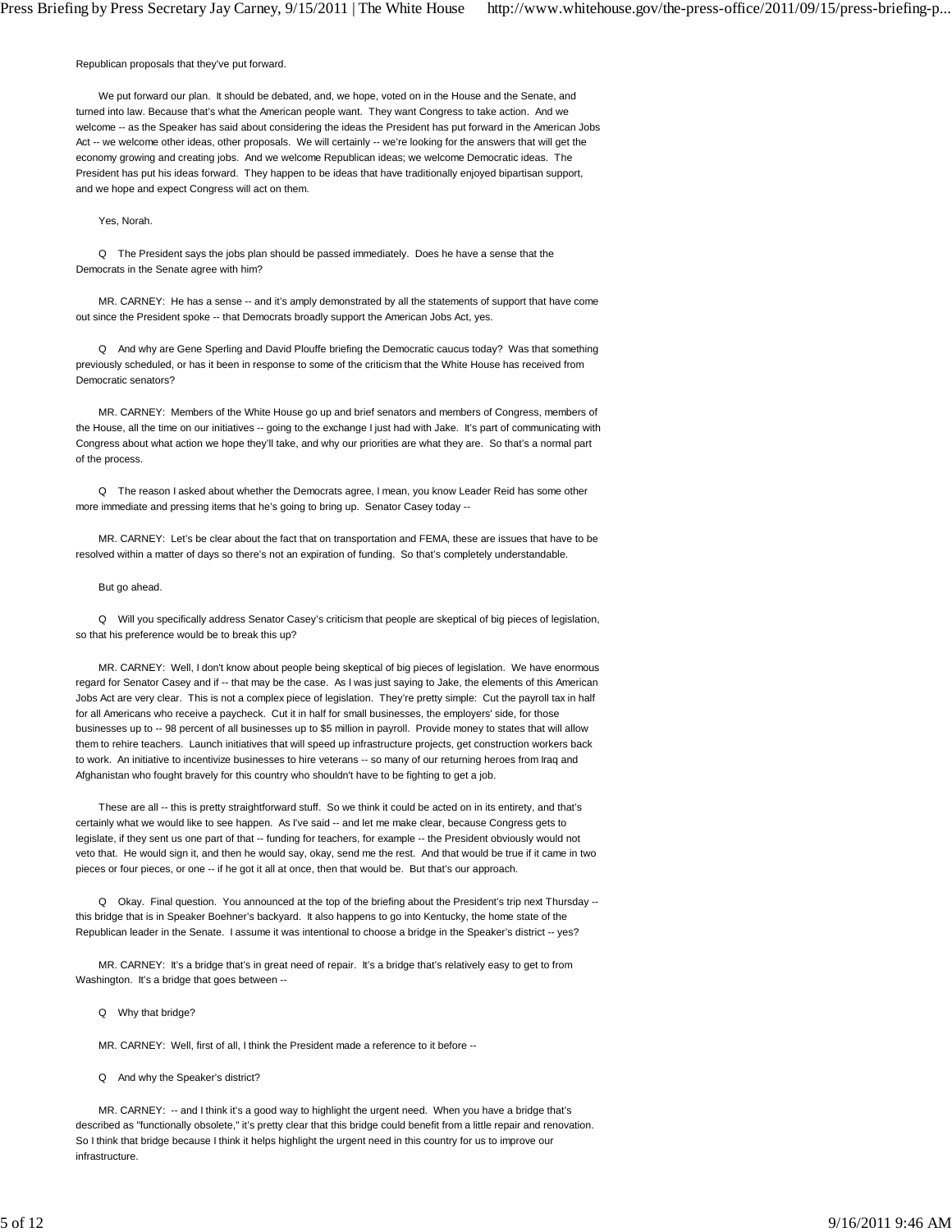Republican proposals that they've put forward.

We put forward our plan. It should be debated, and, we hope, voted on in the House and the Senate, and turned into law. Because that's what the American people want. They want Congress to take action. And we welcome -- as the Speaker has said about considering the ideas the President has put forward in the American Jobs Act -- we welcome other ideas, other proposals. We will certainly -- we're looking for the answers that will get the economy growing and creating jobs. And we welcome Republican ideas; we welcome Democratic ideas. The President has put his ideas forward. They happen to be ideas that have traditionally enjoyed bipartisan support, and we hope and expect Congress will act on them.

Yes, Norah.

Q The President says the jobs plan should be passed immediately. Does he have a sense that the Democrats in the Senate agree with him?

MR. CARNEY: He has a sense -- and it's amply demonstrated by all the statements of support that have come out since the President spoke -- that Democrats broadly support the American Jobs Act, yes.

Q And why are Gene Sperling and David Plouffe briefing the Democratic caucus today? Was that something previously scheduled, or has it been in response to some of the criticism that the White House has received from Democratic senators?

MR. CARNEY: Members of the White House go up and brief senators and members of Congress, members of the House, all the time on our initiatives -- going to the exchange I just had with Jake. It's part of communicating with Congress about what action we hope they'll take, and why our priorities are what they are. So that's a normal part of the process.

Q The reason I asked about whether the Democrats agree, I mean, you know Leader Reid has some other more immediate and pressing items that he's going to bring up. Senator Casey today --

MR. CARNEY: Let's be clear about the fact that on transportation and FEMA, these are issues that have to be resolved within a matter of days so there's not an expiration of funding. So that's completely understandable.

But go ahead.

Q Will you specifically address Senator Casey's criticism that people are skeptical of big pieces of legislation, so that his preference would be to break this up?

MR. CARNEY: Well, I don't know about people being skeptical of big pieces of legislation. We have enormous regard for Senator Casey and if -- that may be the case. As I was just saying to Jake, the elements of this American Jobs Act are very clear. This is not a complex piece of legislation. They're pretty simple: Cut the payroll tax in half for all Americans who receive a paycheck. Cut it in half for small businesses, the employers' side, for those businesses up to -- 98 percent of all businesses up to $5 million in payroll. Provide money to states that will allow them to rehire teachers. Launch initiatives that will speed up infrastructure projects, get construction workers back to work. An initiative to incentivize businesses to hire veterans -- so many of our returning heroes from Iraq and Afghanistan who fought bravely for this country who shouldn't have to be fighting to get a job.

These are all -- this is pretty straightforward stuff. So we think it could be acted on in its entirety, and that's certainly what we would like to see happen. As I've said -- and let me make clear, because Congress gets to legislate, if they sent us one part of that -- funding for teachers, for example -- the President obviously would not veto that. He would sign it, and then he would say, okay, send me the rest. And that would be true if it came in two pieces or four pieces, or one -- if he got it all at once, then that would be. But that's our approach.

Q Okay. Final question. You announced at the top of the briefing about the President's trip next Thursday -- this bridge that is in Speaker Boehner's backyard. It also happens to go into Kentucky, the home state of the Republican leader in the Senate. I assume it was intentional to choose a bridge in the Speaker's district -- yes?

MR. CARNEY: It's a bridge that's in great need of repair. It's a bridge that's relatively easy to get to from Washington. It's a bridge that goes between --

Q Why that bridge?

MR. CARNEY: Well, first of all, I think the President made a reference to it before --

Q And why the Speaker's district?

MR. CARNEY: -- and I think it's a good way to highlight the urgent need. When you have a bridge that's described as "functionally obsolete," it's pretty clear that this bridge could benefit from a little repair and renovation. So I think that bridge because I think it helps highlight the urgent need in this country for us to improve our infrastructure.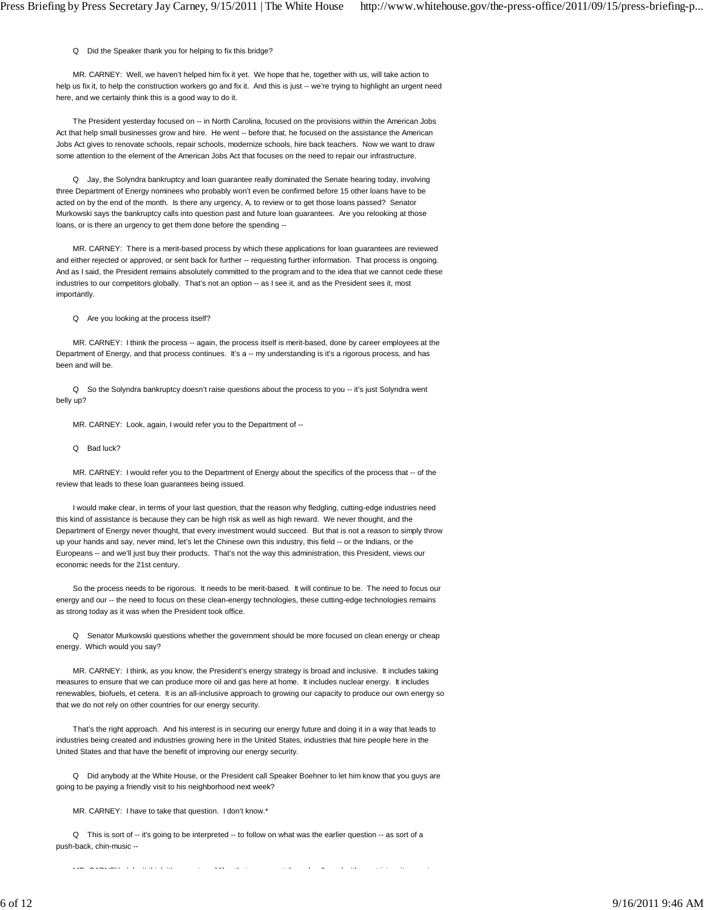Q Did the Speaker thank you for helping to fix this bridge?

MR. CARNEY: Well, we haven't helped him fix it yet. We hope that he, together with us, will take action to help us fix it, to help the construction workers go and fix it. And this is just -- we're trying to highlight an urgent need here, and we certainly think this is a good way to do it.

The President yesterday focused on -- in North Carolina, focused on the provisions within the American Jobs Act that help small businesses grow and hire. He went -- before that, he focused on the assistance the American Jobs Act gives to renovate schools, repair schools, modernize schools, hire back teachers. Now we want to draw some attention to the element of the American Jobs Act that focuses on the need to repair our infrastructure.

Q Jay, the Solyndra bankruptcy and loan guarantee really dominated the Senate hearing today, involving three Department of Energy nominees who probably won't even be confirmed before 15 other loans have to be acted on by the end of the month. Is there any urgency, A, to review or to get those loans passed? Senator Murkowski says the bankruptcy calls into question past and future loan guarantees. Are you relooking at those loans, or is there an urgency to get them done before the spending --

MR. CARNEY: There is a merit-based process by which these applications for loan guarantees are reviewed and either rejected or approved, or sent back for further -- requesting further information. That process is ongoing. And as I said, the President remains absolutely committed to the program and to the idea that we cannot cede these industries to our competitors globally. That's not an option -- as I see it, and as the President sees it, most importantly.

Q Are you looking at the process itself?

MR. CARNEY: I think the process -- again, the process itself is merit-based, done by career employees at the Department of Energy, and that process continues. It's a -- my understanding is it's a rigorous process, and has been and will be.

Q So the Solyndra bankruptcy doesn't raise questions about the process to you -- it's just Solyndra went belly up?

MR. CARNEY: Look, again, I would refer you to the Department of --

Q Bad luck?

MR. CARNEY: I would refer you to the Department of Energy about the specifics of the process that -- of the review that leads to these loan guarantees being issued.

I would make clear, in terms of your last question, that the reason why fledgling, cutting-edge industries need this kind of assistance is because they can be high risk as well as high reward. We never thought, and the Department of Energy never thought, that every investment would succeed. But that is not a reason to simply throw up your hands and say, never mind, let's let the Chinese own this industry, this field -- or the Indians, or the Europeans -- and we'll just buy their products. That's not the way this administration, this President, views our economic needs for the 21st century.

So the process needs to be rigorous. It needs to be merit-based. It will continue to be. The need to focus our energy and our -- the need to focus on these clean-energy technologies, these cutting-edge technologies remains as strong today as it was when the President took office.

Q Senator Murkowski questions whether the government should be more focused on clean energy or cheap energy. Which would you say?

MR. CARNEY: I think, as you know, the President's energy strategy is broad and inclusive. It includes taking measures to ensure that we can produce more oil and gas here at home. It includes nuclear energy. It includes renewables, biofuels, et cetera. It is an all-inclusive approach to growing our capacity to produce our own energy so that we do not rely on other countries for our energy security.

That's the right approach. And his interest is in securing our energy future and doing it in a way that leads to industries being created and industries growing here in the United States, industries that hire people here in the United States and that have the benefit of improving our energy security.

Q Did anybody at the White House, or the President call Speaker Boehner to let him know that you guys are going to be paying a friendly visit to his neighborhood next week?

MR. CARNEY: I have to take that question. I don't know.*

Q This is sort of -- it's going to be interpreted -- to follow on what was the earlier question -- as sort of a push-back, chin-music --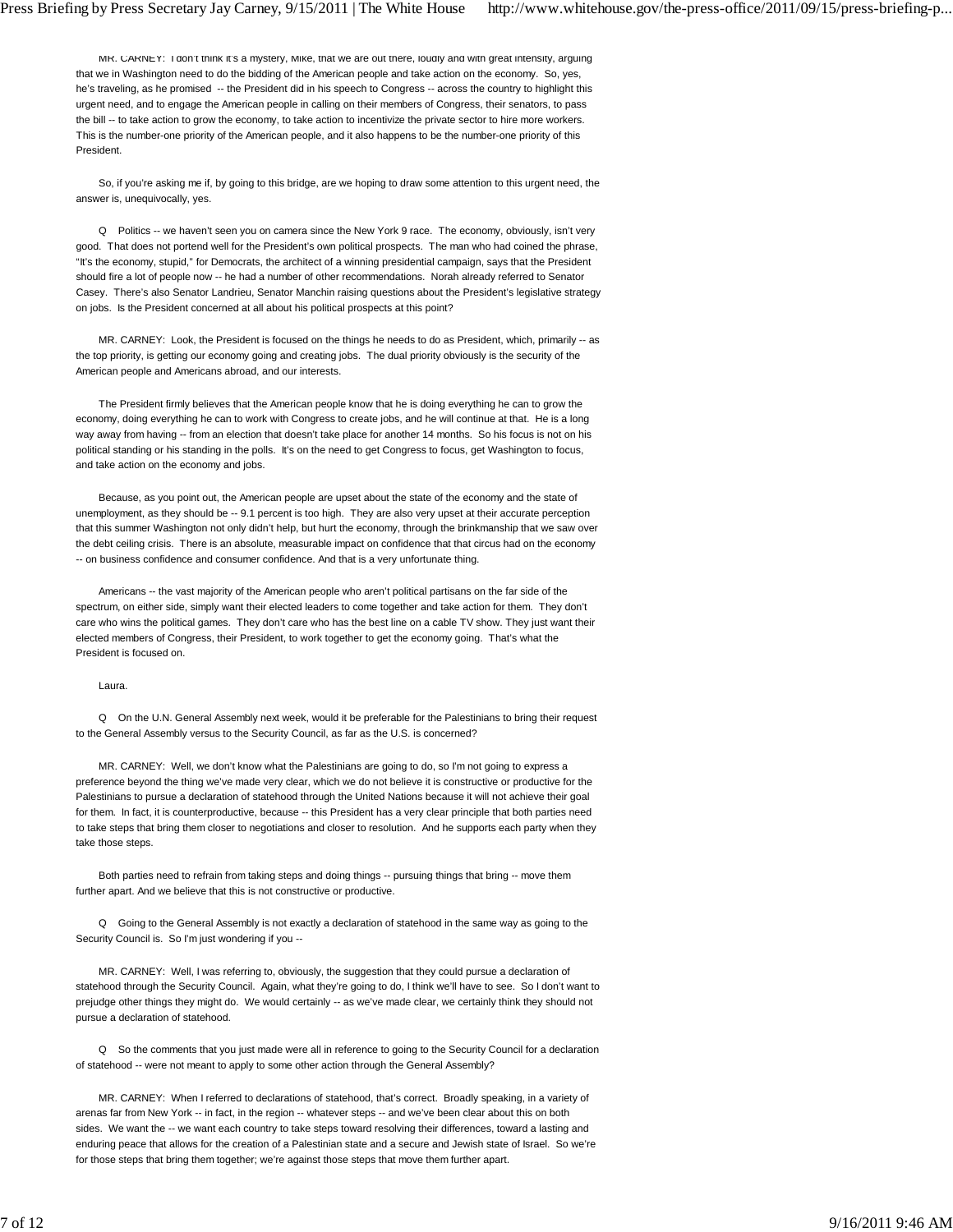MR. CARNEY: I don't think it's a mystery, Mike, that we are out there, loudly and with great intensity, arguing that we in Washington need to do the bidding of the American people and take action on the economy. So, yes, he's traveling, as he promised -- the President did in his speech to Congress -- across the country to highlight this urgent need, and to engage the American people in calling on their members of Congress, their senators, to pass the bill -- to take action to grow the economy, to take action to incentivize the private sector to hire more workers. This is the number-one priority of the American people, and it also happens to be the number-one priority of this President.

So, if you're asking me if, by going to this bridge, are we hoping to draw some attention to this urgent need, the answer is, unequivocally, yes.

Q Politics -- we haven't seen you on camera since the New York 9 race. The economy, obviously, isn't very good. That does not portend well for the President's own political prospects. The man who had coined the phrase, "It's the economy, stupid," for Democrats, the architect of a winning presidential campaign, says that the President should fire a lot of people now -- he had a number of other recommendations. Norah already referred to Senator Casey. There's also Senator Landrieu, Senator Manchin raising questions about the President's legislative strategy on jobs. Is the President concerned at all about his political prospects at this point?

MR. CARNEY: Look, the President is focused on the things he needs to do as President, which, primarily -- as the top priority, is getting our economy going and creating jobs. The dual priority obviously is the security of the American people and Americans abroad, and our interests.

The President firmly believes that the American people know that he is doing everything he can to grow the economy, doing everything he can to work with Congress to create jobs, and he will continue at that. He is a long way away from having -- from an election that doesn't take place for another 14 months. So his focus is not on his political standing or his standing in the polls. It's on the need to get Congress to focus, get Washington to focus, and take action on the economy and jobs.

Because, as you point out, the American people are upset about the state of the economy and the state of unemployment, as they should be -- 9.1 percent is too high. They are also very upset at their accurate perception that this summer Washington not only didn't help, but hurt the economy, through the brinkmanship that we saw over the debt ceiling crisis. There is an absolute, measurable impact on confidence that that circus had on the economy -- on business confidence and consumer confidence. And that is a very unfortunate thing.

Americans -- the vast majority of the American people who aren't political partisans on the far side of the spectrum, on either side, simply want their elected leaders to come together and take action for them. They don't care who wins the political games. They don't care who has the best line on a cable TV show. They just want their elected members of Congress, their President, to work together to get the economy going. That's what the President is focused on.

Laura.

Q On the U.N. General Assembly next week, would it be preferable for the Palestinians to bring their request to the General Assembly versus to the Security Council, as far as the U.S. is concerned?

MR. CARNEY: Well, we don't know what the Palestinians are going to do, so I'm not going to express a preference beyond the thing we've made very clear, which we do not believe it is constructive or productive for the Palestinians to pursue a declaration of statehood through the United Nations because it will not achieve their goal for them. In fact, it is counterproductive, because -- this President has a very clear principle that both parties need to take steps that bring them closer to negotiations and closer to resolution. And he supports each party when they take those steps.

Both parties need to refrain from taking steps and doing things -- pursuing things that bring -- move them further apart. And we believe that this is not constructive or productive.

Q Going to the General Assembly is not exactly a declaration of statehood in the same way as going to the Security Council is. So I'm just wondering if you --

MR. CARNEY: Well, I was referring to, obviously, the suggestion that they could pursue a declaration of statehood through the Security Council. Again, what they're going to do, I think we'll have to see. So I don't want to prejudge other things they might do. We would certainly -- as we've made clear, we certainly think they should not pursue a declaration of statehood.

Q So the comments that you just made were all in reference to going to the Security Council for a declaration of statehood -- were not meant to apply to some other action through the General Assembly?

MR. CARNEY: When I referred to declarations of statehood, that's correct. Broadly speaking, in a variety of arenas far from New York -- in fact, in the region -- whatever steps -- and we've been clear about this on both sides. We want the -- we want each country to take steps toward resolving their differences, toward a lasting and enduring peace that allows for the creation of a Palestinian state and a secure and Jewish state of Israel. So we're for those steps that bring them together; we're against those steps that move them further apart.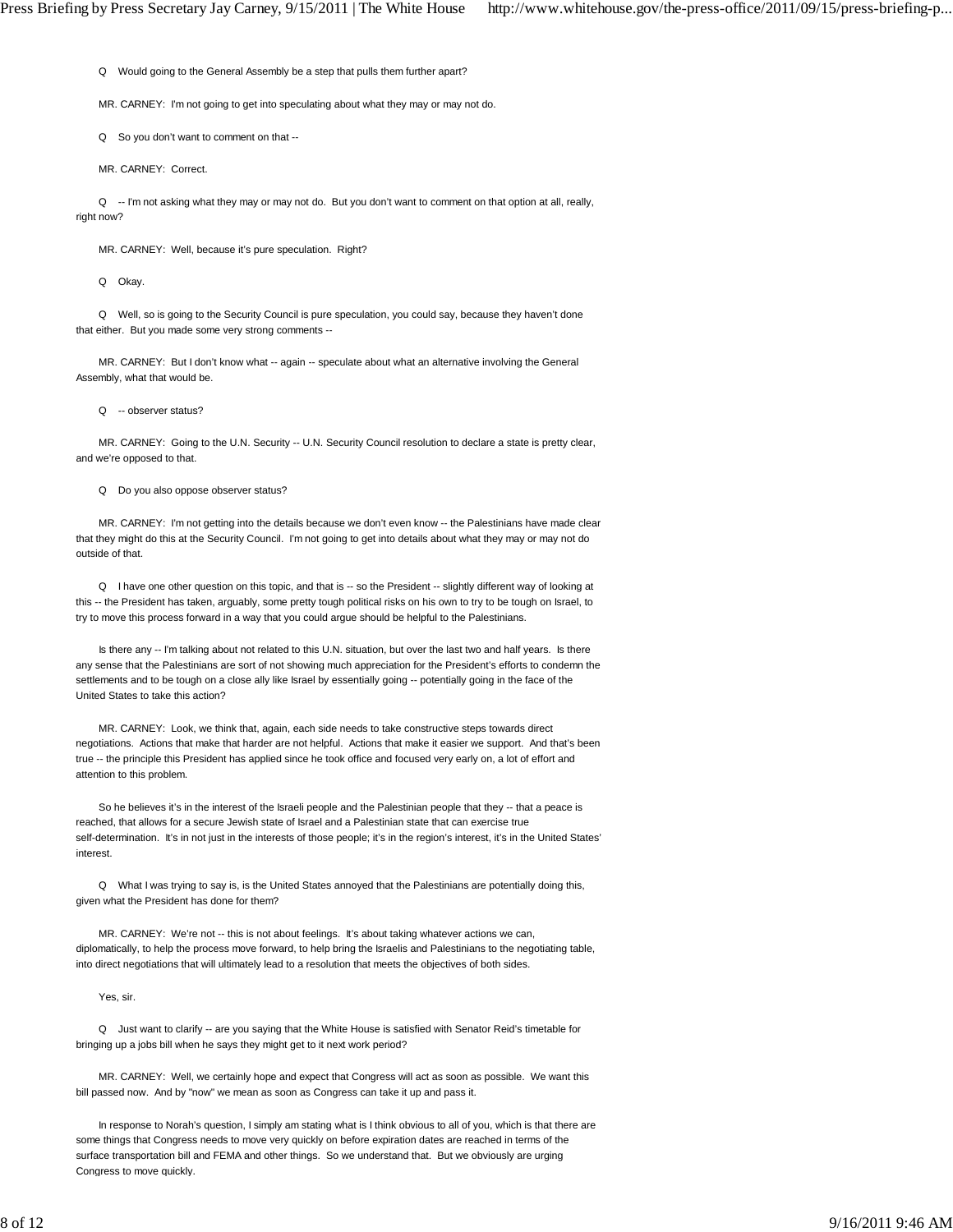Q Would going to the General Assembly be a step that pulls them further apart?

MR. CARNEY: I'm not going to get into speculating about what they may or may not do.

Q So you don't want to comment on that --

MR. CARNEY: Correct.

Q -- I'm not asking what they may or may not do. But you don't want to comment on that option at all, really, right now?

MR. CARNEY: Well, because it's pure speculation. Right?

Q Okay.

Q Well, so is going to the Security Council is pure speculation, you could say, because they haven't done that either. But you made some very strong comments --

MR. CARNEY: But I don't know what -- again -- speculate about what an alternative involving the General Assembly, what that would be.

Q -- observer status?

MR. CARNEY: Going to the U.N. Security -- U.N. Security Council resolution to declare a state is pretty clear, and we're opposed to that.

Q Do you also oppose observer status?

MR. CARNEY: I'm not getting into the details because we don't even know -- the Palestinians have made clear that they might do this at the Security Council. I'm not going to get into details about what they may or may not do outside of that.

Q I have one other question on this topic, and that is -- so the President -- slightly different way of looking at this -- the President has taken, arguably, some pretty tough political risks on his own to try to be tough on Israel, to try to move this process forward in a way that you could argue should be helpful to the Palestinians.

Is there any -- I'm talking about not related to this U.N. situation, but over the last two and half years. Is there any sense that the Palestinians are sort of not showing much appreciation for the President's efforts to condemn the settlements and to be tough on a close ally like Israel by essentially going -- potentially going in the face of the United States to take this action?

MR. CARNEY: Look, we think that, again, each side needs to take constructive steps towards direct negotiations. Actions that make that harder are not helpful. Actions that make it easier we support. And that's been true -- the principle this President has applied since he took office and focused very early on, a lot of effort and attention to this problem.

So he believes it's in the interest of the Israeli people and the Palestinian people that they -- that a peace is reached, that allows for a secure Jewish state of Israel and a Palestinian state that can exercise true self-determination. It's in not just in the interests of those people; it's in the region's interest, it's in the United States' interest.

Q What I was trying to say is, is the United States annoyed that the Palestinians are potentially doing this, given what the President has done for them?

MR. CARNEY: We're not -- this is not about feelings. It's about taking whatever actions we can, diplomatically, to help the process move forward, to help bring the Israelis and Palestinians to the negotiating table, into direct negotiations that will ultimately lead to a resolution that meets the objectives of both sides.

Yes, sir.

Q Just want to clarify -- are you saying that the White House is satisfied with Senator Reid's timetable for bringing up a jobs bill when he says they might get to it next work period?

MR. CARNEY: Well, we certainly hope and expect that Congress will act as soon as possible. We want this bill passed now. And by "now" we mean as soon as Congress can take it up and pass it.

In response to Norah's question, I simply am stating what is I think obvious to all of you, which is that there are some things that Congress needs to move very quickly on before expiration dates are reached in terms of the surface transportation bill and FEMA and other things. So we understand that. But we obviously are urging Congress to move quickly.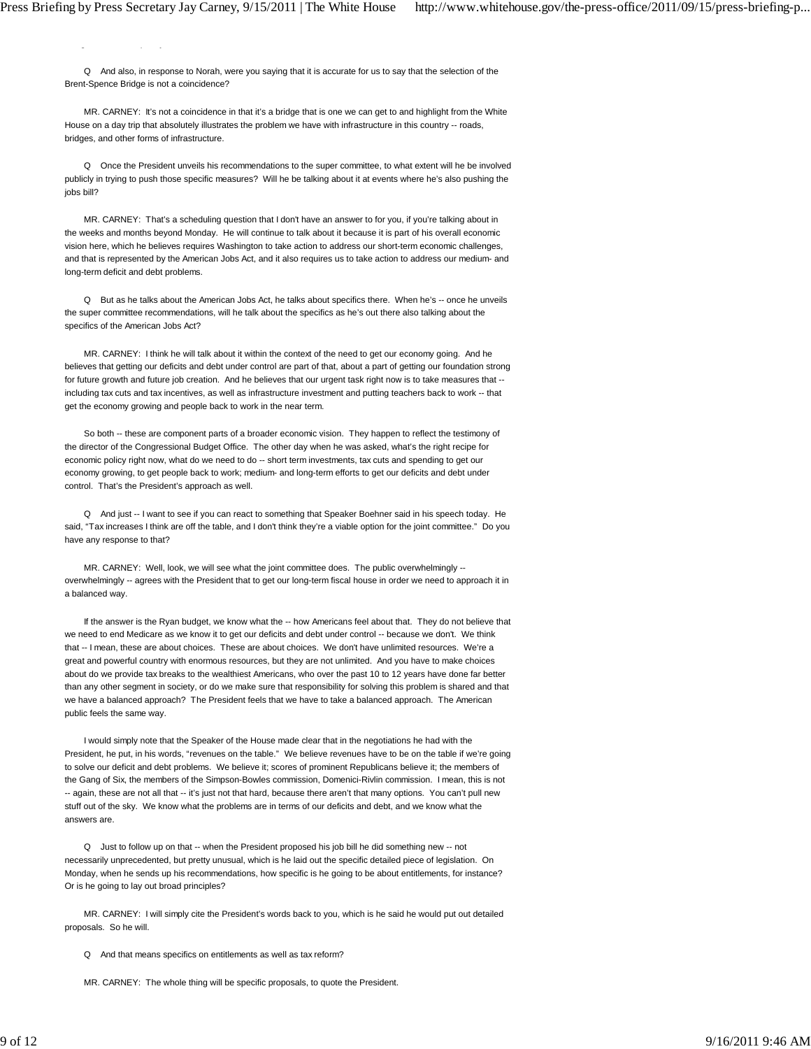Q And also, in response to Norah, were you saying that it is accurate for us to say that the selection of the Brent-Spence Bridge is not a coincidence?

MR. CARNEY: It's not a coincidence in that it's a bridge that is one we can get to and highlight from the White House on a day trip that absolutely illustrates the problem we have with infrastructure in this country -- roads, bridges, and other forms of infrastructure.

Q Once the President unveils his recommendations to the super committee, to what extent will he be involved publicly in trying to push those specific measures? Will he be talking about it at events where he's also pushing the jobs bill?

MR. CARNEY: That's a scheduling question that I don't have an answer to for you, if you're talking about in the weeks and months beyond Monday. He will continue to talk about it because it is part of his overall economic vision here, which he believes requires Washington to take action to address our short-term economic challenges, and that is represented by the American Jobs Act, and it also requires us to take action to address our medium- and long-term deficit and debt problems.

Q But as he talks about the American Jobs Act, he talks about specifics there. When he's -- once he unveils the super committee recommendations, will he talk about the specifics as he's out there also talking about the specifics of the American Jobs Act?

MR. CARNEY: I think he will talk about it within the context of the need to get our economy going. And he believes that getting our deficits and debt under control are part of that, about a part of getting our foundation strong for future growth and future job creation. And he believes that our urgent task right now is to take measures that -- including tax cuts and tax incentives, as well as infrastructure investment and putting teachers back to work -- that get the economy growing and people back to work in the near term.

So both -- these are component parts of a broader economic vision. They happen to reflect the testimony of the director of the Congressional Budget Office. The other day when he was asked, what's the right recipe for economic policy right now, what do we need to do -- short term investments, tax cuts and spending to get our economy growing, to get people back to work; medium- and long-term efforts to get our deficits and debt under control. That's the President's approach as well.

Q And just -- I want to see if you can react to something that Speaker Boehner said in his speech today. He said, "Tax increases I think are off the table, and I don't think they're a viable option for the joint committee." Do you have any response to that?

MR. CARNEY: Well, look, we will see what the joint committee does. The public overwhelmingly -- overwhelmingly -- agrees with the President that to get our long-term fiscal house in order we need to approach it in a balanced way.

If the answer is the Ryan budget, we know what the -- how Americans feel about that. They do not believe that we need to end Medicare as we know it to get our deficits and debt under control -- because we don't. We think that -- I mean, these are about choices. These are about choices. We don't have unlimited resources. We're a great and powerful country with enormous resources, but they are not unlimited. And you have to make choices about do we provide tax breaks to the wealthiest Americans, who over the past 10 to 12 years have done far better than any other segment in society, or do we make sure that responsibility for solving this problem is shared and that we have a balanced approach? The President feels that we have to take a balanced approach. The American public feels the same way.

I would simply note that the Speaker of the House made clear that in the negotiations he had with the President, he put, in his words, "revenues on the table." We believe revenues have to be on the table if we're going to solve our deficit and debt problems. We believe it; scores of prominent Republicans believe it; the members of the Gang of Six, the members of the Simpson-Bowles commission, Domenici-Rivlin commission. I mean, this is not -- again, these are not all that -- it's just not that hard, because there aren't that many options. You can't pull new stuff out of the sky. We know what the problems are in terms of our deficits and debt, and we know what the answers are.

Q Just to follow up on that -- when the President proposed his job bill he did something new -- not necessarily unprecedented, but pretty unusual, which is he laid out the specific detailed piece of legislation. On Monday, when he sends up his recommendations, how specific is he going to be about entitlements, for instance? Or is he going to lay out broad principles?

MR. CARNEY: I will simply cite the President's words back to you, which is he said he would put out detailed proposals. So he will.

Q And that means specifics on entitlements as well as tax reform?

MR. CARNEY: The whole thing will be specific proposals, to quote the President.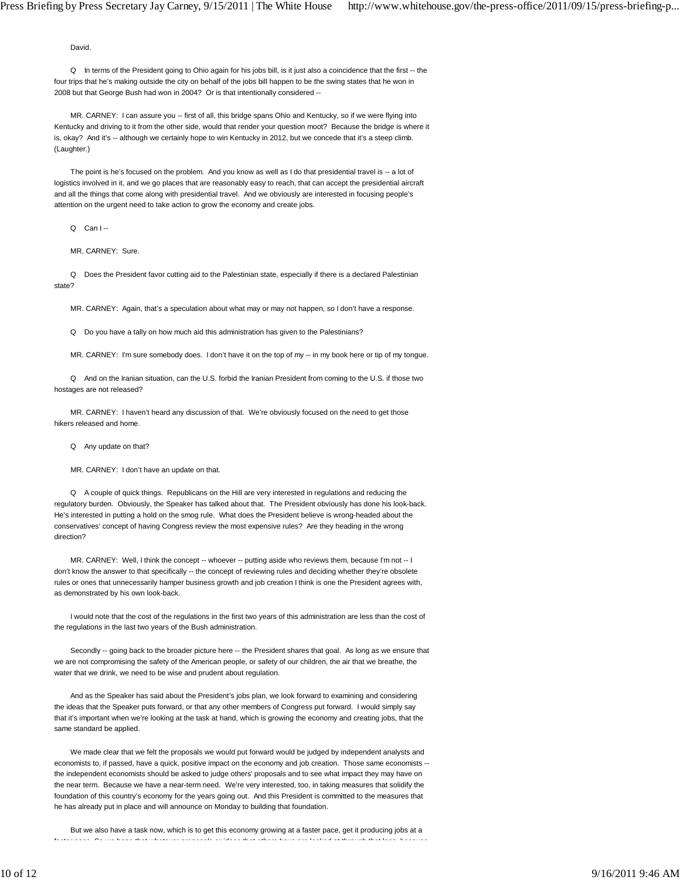David.

Q In terms of the President going to Ohio again for his jobs bill, is it just also a coincidence that the first -- the four trips that he's making outside the city on behalf of the jobs bill happen to be the swing states that he won in 2008 but that George Bush had won in 2004? Or is that intentionally considered --

MR. CARNEY: I can assure you -- first of all, this bridge spans Ohio and Kentucky, so if we were flying into Kentucky and driving to it from the other side, would that render your question moot? Because the bridge is where it is, okay? And it's -- although we certainly hope to win Kentucky in 2012, but we concede that it's a steep climb. (Laughter.)

The point is he's focused on the problem. And you know as well as I do that presidential travel is -- a lot of logistics involved in it, and we go places that are reasonably easy to reach, that can accept the presidential aircraft and all the things that come along with presidential travel. And we obviously are interested in focusing people's attention on the urgent need to take action to grow the economy and create jobs.

Q Can I --

MR. CARNEY: Sure.

Q Does the President favor cutting aid to the Palestinian state, especially if there is a declared Palestinian state?

MR. CARNEY: Again, that's a speculation about what may or may not happen, so I don't have a response.

Q Do you have a tally on how much aid this administration has given to the Palestinians?

MR. CARNEY: I'm sure somebody does. I don't have it on the top of my -- in my book here or tip of my tongue.

Q And on the Iranian situation, can the U.S. forbid the Iranian President from coming to the U.S. if those two hostages are not released?

MR. CARNEY: I haven't heard any discussion of that. We're obviously focused on the need to get those hikers released and home.

Q Any update on that?

MR. CARNEY: I don't have an update on that.

Q A couple of quick things. Republicans on the Hill are very interested in regulations and reducing the regulatory burden. Obviously, the Speaker has talked about that. The President obviously has done his look-back. He's interested in putting a hold on the smog rule. What does the President believe is wrong-headed about the conservatives' concept of having Congress review the most expensive rules? Are they heading in the wrong direction?

MR. CARNEY: Well, I think the concept -- whoever -- putting aside who reviews them, because I'm not -- I don't know the answer to that specifically -- the concept of reviewing rules and deciding whether they're obsolete rules or ones that unnecessarily hamper business growth and job creation I think is one the President agrees with, as demonstrated by his own look-back.

I would note that the cost of the regulations in the first two years of this administration are less than the cost of the regulations in the last two years of the Bush administration.

Secondly -- going back to the broader picture here -- the President shares that goal. As long as we ensure that we are not compromising the safety of the American people, or safety of our children, the air that we breathe, the water that we drink, we need to be wise and prudent about regulation.

And as the Speaker has said about the President's jobs plan, we look forward to examining and considering the ideas that the Speaker puts forward, or that any other members of Congress put forward. I would simply say that it's important when we're looking at the task at hand, which is growing the economy and creating jobs, that the same standard be applied.

We made clear that we felt the proposals we would put forward would be judged by independent analysts and economists to, if passed, have a quick, positive impact on the economy and job creation. Those same economists -- the independent economists should be asked to judge others' proposals and to see what impact they may have on the near term. Because we have a near-term need. We're very interested, too, in taking measures that solidify the foundation of this country's economy for the years going out. And this President is committed to the measures that he has already put in place and will announce on Monday to building that foundation.

But we also have a task now, which is to get this economy growing at a faster pace, get it producing jobs at a faster pace. So we hope that whatever proposals or ideas that others have are looked at through that lens, because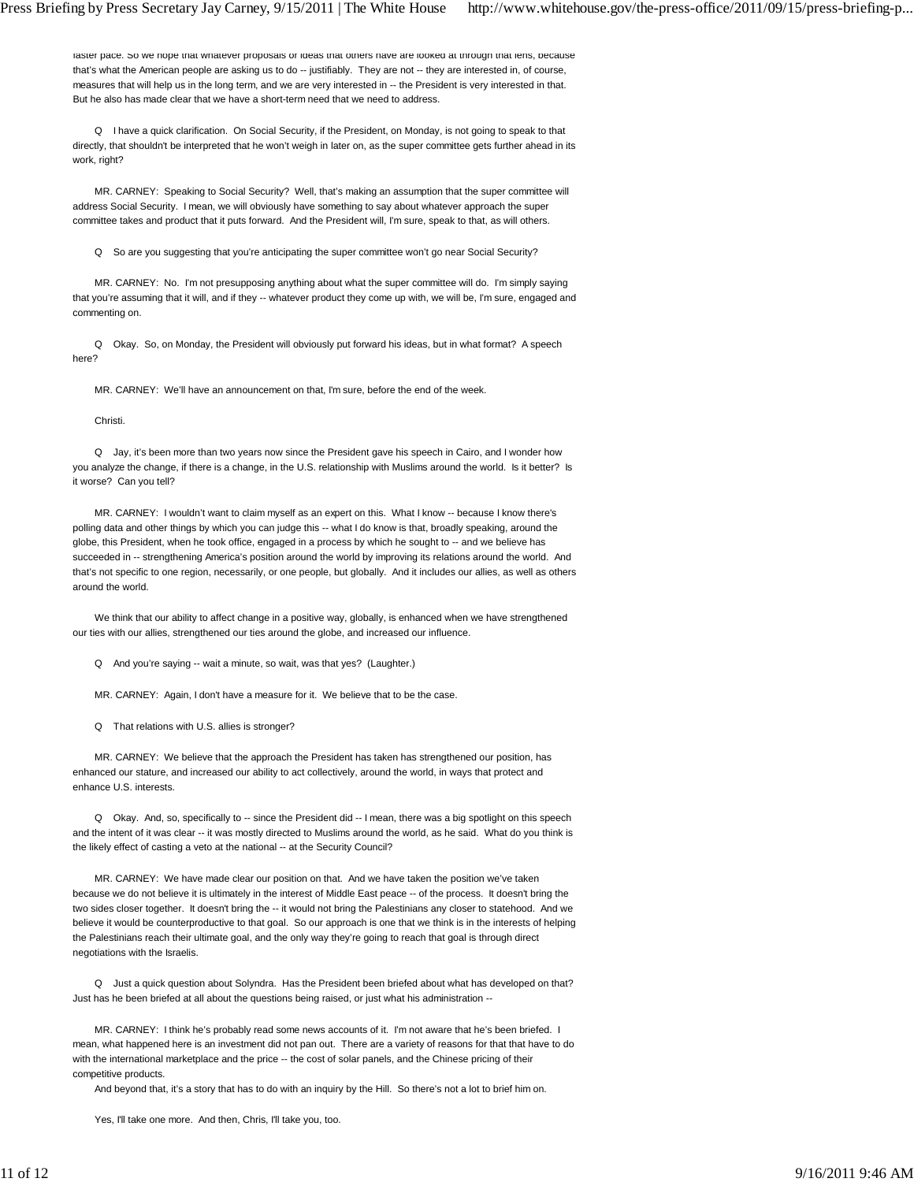faster pace. So we hope that whatever proposals or ideas that others have are looked at through that lens, because that's what the American people are asking us to do -- justifiably. They are not -- they are interested in, of course, measures that will help us in the long term, and we are very interested in -- the President is very interested in that. But he also has made clear that we have a short-term need that we need to address.

Q I have a quick clarification. On Social Security, if the President, on Monday, is not going to speak to that directly, that shouldn't be interpreted that he won't weigh in later on, as the super committee gets further ahead in its work, right?

MR. CARNEY: Speaking to Social Security? Well, that's making an assumption that the super committee will address Social Security. I mean, we will obviously have something to say about whatever approach the super committee takes and product that it puts forward. And the President will, I'm sure, speak to that, as will others.

Q So are you suggesting that you're anticipating the super committee won't go near Social Security?

MR. CARNEY: No. I'm not presupposing anything about what the super committee will do. I'm simply saying that you're assuming that it will, and if they -- whatever product they come up with, we will be, I'm sure, engaged and commenting on.

Q Okay. So, on Monday, the President will obviously put forward his ideas, but in what format? A speech here?

MR. CARNEY: We'll have an announcement on that, I'm sure, before the end of the week.

Christi.

Q Jay, it's been more than two years now since the President gave his speech in Cairo, and I wonder how you analyze the change, if there is a change, in the U.S. relationship with Muslims around the world. Is it better? Is it worse? Can you tell?

MR. CARNEY: I wouldn't want to claim myself as an expert on this. What I know -- because I know there's polling data and other things by which you can judge this -- what I do know is that, broadly speaking, around the globe, this President, when he took office, engaged in a process by which he sought to -- and we believe has succeeded in -- strengthening America's position around the world by improving its relations around the world. And that's not specific to one region, necessarily, or one people, but globally. And it includes our allies, as well as others around the world.

We think that our ability to affect change in a positive way, globally, is enhanced when we have strengthened our ties with our allies, strengthened our ties around the globe, and increased our influence.

Q And you're saying -- wait a minute, so wait, was that yes? (Laughter.)

MR. CARNEY: Again, I don't have a measure for it. We believe that to be the case.

Q That relations with U.S. allies is stronger?

MR. CARNEY: We believe that the approach the President has taken has strengthened our position, has enhanced our stature, and increased our ability to act collectively, around the world, in ways that protect and enhance U.S. interests.

Q Okay. And, so, specifically to -- since the President did -- I mean, there was a big spotlight on this speech and the intent of it was clear -- it was mostly directed to Muslims around the world, as he said. What do you think is the likely effect of casting a veto at the national -- at the Security Council?

MR. CARNEY: We have made clear our position on that. And we have taken the position we've taken because we do not believe it is ultimately in the interest of Middle East peace -- of the process. It doesn't bring the two sides closer together. It doesn't bring the -- it would not bring the Palestinians any closer to statehood. And we believe it would be counterproductive to that goal. So our approach is one that we think is in the interests of helping the Palestinians reach their ultimate goal, and the only way they're going to reach that goal is through direct negotiations with the Israelis.

Q Just a quick question about Solyndra. Has the President been briefed about what has developed on that? Just has he been briefed at all about the questions being raised, or just what his administration --

MR. CARNEY: I think he's probably read some news accounts of it. I'm not aware that he's been briefed. I mean, what happened here is an investment did not pan out. There are a variety of reasons for that that have to do with the international marketplace and the price -- the cost of solar panels, and the Chinese pricing of their competitive products.

And beyond that, it's a story that has to do with an inquiry by the Hill. So there's not a lot to brief him on.

Yes, I'll take one more. And then, Chris, I'll take you, too.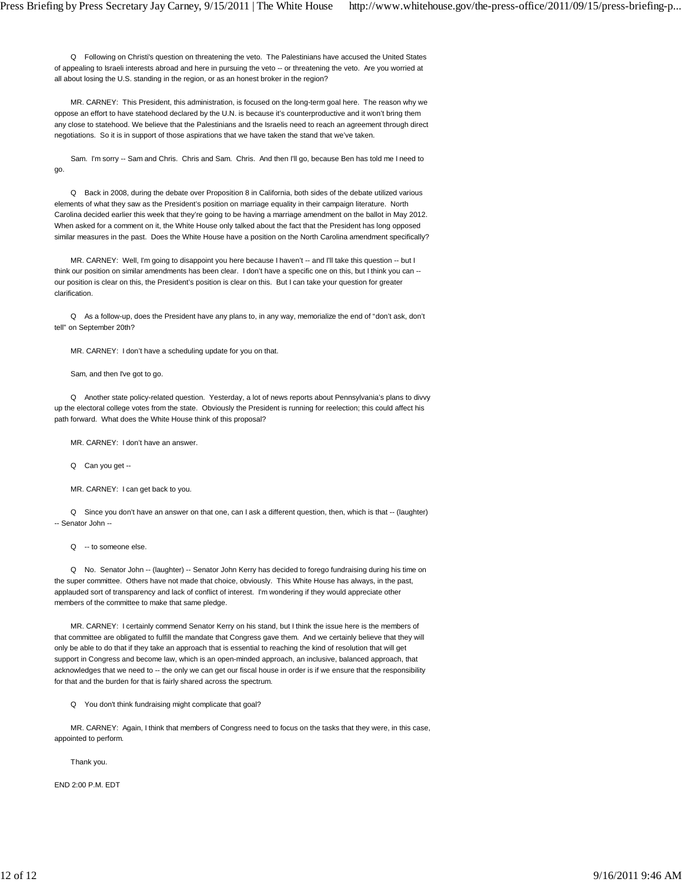Q Following on Christi's question on threatening the veto. The Palestinians have accused the United States of appealing to Israeli interests abroad and here in pursuing the veto -- or threatening the veto. Are you worried at all about losing the U.S. standing in the region, or as an honest broker in the region?

MR. CARNEY: This President, this administration, is focused on the long-term goal here. The reason why we oppose an effort to have statehood declared by the U.N. is because it's counterproductive and it won't bring them any close to statehood. We believe that the Palestinians and the Israelis need to reach an agreement through direct negotiations. So it is in support of those aspirations that we have taken the stand that we've taken.

Sam. I'm sorry -- Sam and Chris. Chris and Sam. Chris. And then I'll go, because Ben has told me I need to go.

Q Back in 2008, during the debate over Proposition 8 in California, both sides of the debate utilized various elements of what they saw as the President's position on marriage equality in their campaign literature. North Carolina decided earlier this week that they're going to be having a marriage amendment on the ballot in May 2012. When asked for a comment on it, the White House only talked about the fact that the President has long opposed similar measures in the past. Does the White House have a position on the North Carolina amendment specifically?

MR. CARNEY: Well, I'm going to disappoint you here because I haven't -- and I'll take this question -- but I think our position on similar amendments has been clear. I don't have a specific one on this, but I think you can -- our position is clear on this, the President's position is clear on this. But I can take your question for greater clarification.

Q As a follow-up, does the President have any plans to, in any way, memorialize the end of "don't ask, don't tell" on September 20th?

MR. CARNEY: I don't have a scheduling update for you on that.

Sam, and then I've got to go.

Q Another state policy-related question. Yesterday, a lot of news reports about Pennsylvania's plans to divvy up the electoral college votes from the state. Obviously the President is running for reelection; this could affect his path forward. What does the White House think of this proposal?

MR. CARNEY: I don't have an answer.

Q Can you get --

MR. CARNEY: I can get back to you.

Q Since you don't have an answer on that one, can I ask a different question, then, which is that -- (laughter) -- Senator John --

Q -- to someone else.

Q No. Senator John -- (laughter) -- Senator John Kerry has decided to forego fundraising during his time on the super committee. Others have not made that choice, obviously. This White House has always, in the past, applauded sort of transparency and lack of conflict of interest. I'm wondering if they would appreciate other members of the committee to make that same pledge.

MR. CARNEY: I certainly commend Senator Kerry on his stand, but I think the issue here is the members of that committee are obligated to fulfill the mandate that Congress gave them. And we certainly believe that they will only be able to do that if they take an approach that is essential to reaching the kind of resolution that will get support in Congress and become law, which is an open-minded approach, an inclusive, balanced approach, that acknowledges that we need to -- the only we can get our fiscal house in order is if we ensure that the responsibility for that and the burden for that is fairly shared across the spectrum.

Q You don't think fundraising might complicate that goal?

MR. CARNEY: Again, I think that members of Congress need to focus on the tasks that they were, in this case, appointed to perform.

Thank you.

END 2:00 P.M. EDT